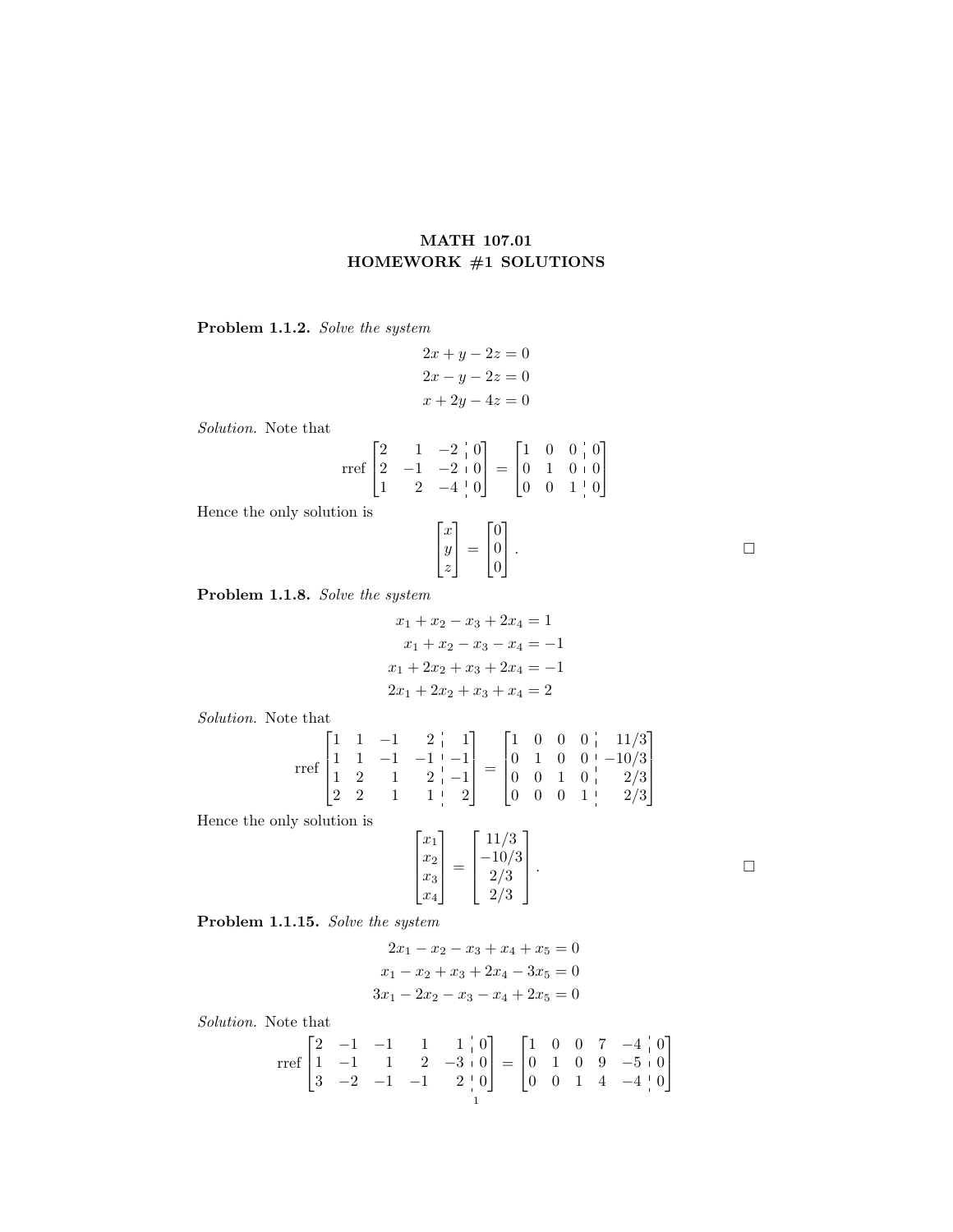# MATH 107.01
# HOMEWORK #1 SOLUTIONS

**Problem 1.1.2.** *Solve the system*

$$\begin{aligned} 2x + y - 2z &= 0 \\ 2x - y - 2z &= 0 \\ x + 2y - 4z &= 0 \end{aligned}$$

*Solution.* Note that

$$\text{rref} \left[\begin{array}{ccc|c} 2 & 1 & -2 & 0 \\ 2 & -1 & -2 & 0 \\ 1 & 2 & -4 & 0 \end{array}\right] = \left[\begin{array}{ccc|c} 1 & 0 & 0 & 0 \\ 0 & 1 & 0 & 0 \\ 0 & 0 & 1 & 0 \end{array}\right]$$

Hence the only solution is

$$\begin{bmatrix} x \\ y \\ z \end{bmatrix} = \begin{bmatrix} 0 \\ 0 \\ 0 \end{bmatrix}.$$

□

**Problem 1.1.8.** *Solve the system*

$$\begin{aligned} x_1 + x_2 - x_3 + 2x_4 &= 1 \\ x_1 + x_2 - x_3 - x_4 &= -1 \\ x_1 + 2x_2 + x_3 + 2x_4 &= -1 \\ 2x_1 + 2x_2 + x_3 + x_4 &= 2 \end{aligned}$$

*Solution.* Note that

$$\text{rref} \left[\begin{array}{cccc|c} 1 & 1 & -1 & 2 & 1 \\ 1 & 1 & -1 & -1 & -1 \\ 1 & 2 & 1 & 2 & -1 \\ 2 & 2 & 1 & 1 & 2 \end{array}\right] = \left[\begin{array}{cccc|c} 1 & 0 & 0 & 0 & 11/3 \\ 0 & 1 & 0 & 0 & -10/3 \\ 0 & 0 & 1 & 0 & 2/3 \\ 0 & 0 & 0 & 1 & 2/3 \end{array}\right]$$

Hence the only solution is

$$\begin{bmatrix} x_1 \\ x_2 \\ x_3 \\ x_4 \end{bmatrix} = \begin{bmatrix} 11/3 \\ -10/3 \\ 2/3 \\ 2/3 \end{bmatrix}.$$

□

**Problem 1.1.15.** *Solve the system*

$$\begin{aligned} 2x_1 - x_2 - x_3 + x_4 + x_5 &= 0 \\ x_1 - x_2 + x_3 + 2x_4 - 3x_5 &= 0 \\ 3x_1 - 2x_2 - x_3 - x_4 + 2x_5 &= 0 \end{aligned}$$

*Solution.* Note that

$$\text{rref} \left[\begin{array}{ccccc|c} 2 & -1 & -1 & 1 & 1 & 0 \\ 1 & -1 & 1 & 2 & -3 & 0 \\ 3 & -2 & -1 & -1 & 2 & 0 \end{array}\right] = \left[\begin{array}{ccccc|c} 1 & 0 & 0 & 7 & -4 & 0 \\ 0 & 1 & 0 & 9 & -5 & 0 \\ 0 & 0 & 1 & 4 & -4 & 0 \end{array}\right]$$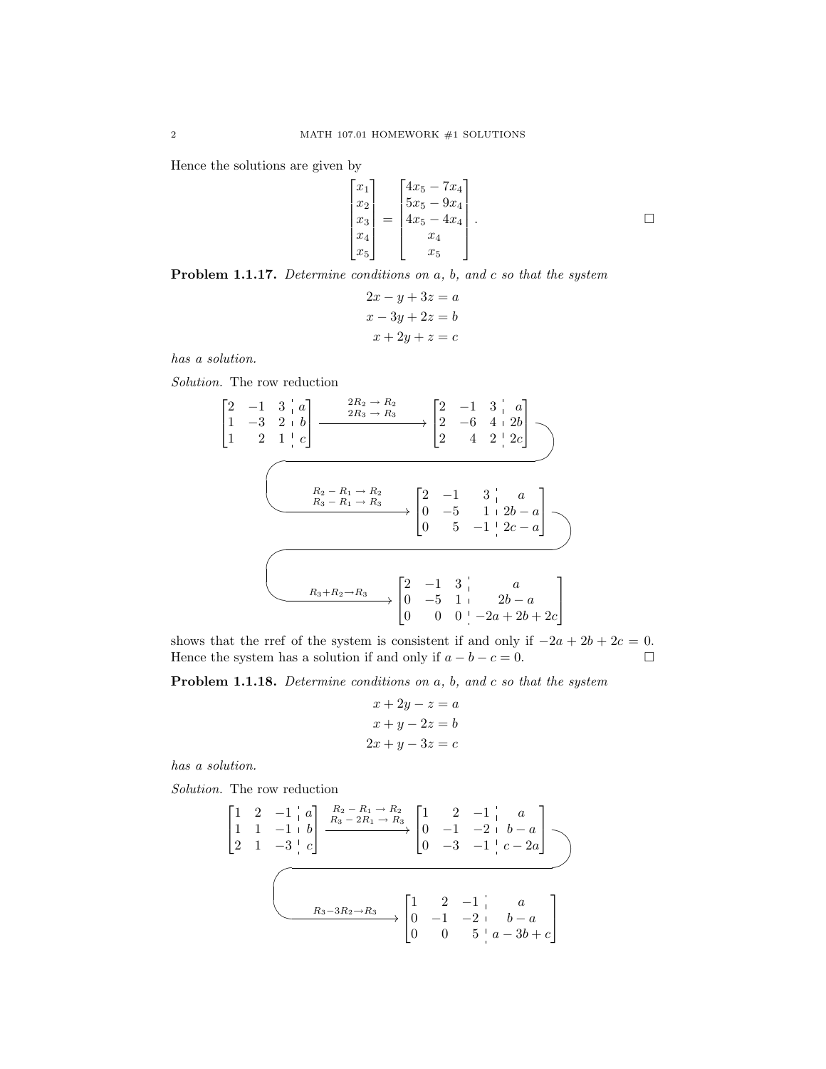Hence the solutions are given by

$$\begin{bmatrix} x_1 \\ x_2 \\ x_3 \\ x_4 \\ x_5 \end{bmatrix} = \begin{bmatrix} 4x_5 - 7x_4 \\ 5x_5 - 9x_4 \\ 4x_5 - 4x_4 \\ x_4 \\ x_5 \end{bmatrix}. \qquad \square$$

**Problem 1.1.17.** *Determine conditions on a, b, and c so that the system*

$$\begin{aligned} 2x - y + 3z &= a \\ x - 3y + 2z &= b \\ x + 2y + z &= c \end{aligned}$$

*has a solution.*

*Solution.* The row reduction

$$\left[\begin{array}{ccc:c} 2 & -1 & 3 & a \\ 1 & -3 & 2 & b \\ 1 & 2 & 1 & c \end{array}\right] \xrightarrow[2R_3 \to R_3]{2R_2 \to R_2} \left[\begin{array}{ccc:c} 2 & -1 & 3 & a \\ 2 & -6 & 4 & 2b \\ 2 & 4 & 2 & 2c \end{array}\right]$$

$$\xrightarrow[R_3 - R_1 \to R_3]{R_2 - R_1 \to R_2} \left[\begin{array}{ccc:c} 2 & -1 & 3 & a \\ 0 & -5 & 1 & 2b - a \\ 0 & 5 & -1 & 2c - a \end{array}\right]$$

$$\xrightarrow{R_3 + R_2 \to R_3} \left[\begin{array}{ccc:c} 2 & -1 & 3 & a \\ 0 & -5 & 1 & 2b - a \\ 0 & 0 & 0 & -2a + 2b + 2c \end{array}\right]$$

shows that the rref of the system is consistent if and only if $-2a + 2b + 2c = 0$. Hence the system has a solution if and only if $a - b - c = 0$. $\square$

**Problem 1.1.18.** *Determine conditions on a, b, and c so that the system*

$$\begin{aligned} x + 2y - z &= a \\ x + y - 2z &= b \\ 2x + y - 3z &= c \end{aligned}$$

*has a solution.*

*Solution.* The row reduction

$$\left[\begin{array}{ccc:c} 1 & 2 & -1 & a \\ 1 & 1 & -1 & b \\ 2 & 1 & -3 & c \end{array}\right] \xrightarrow[R_3 - 2R_1 \to R_3]{R_2 - R_1 \to R_2} \left[\begin{array}{ccc:c} 1 & 2 & -1 & a \\ 0 & -1 & -2 & b - a \\ 0 & -3 & -1 & c - 2a \end{array}\right]$$

$$\xrightarrow{R_3 - 3R_2 \to R_3} \left[\begin{array}{ccc:c} 1 & 2 & -1 & a \\ 0 & -1 & -2 & b - a \\ 0 & 0 & 5 & a - 3b + c \end{array}\right]$$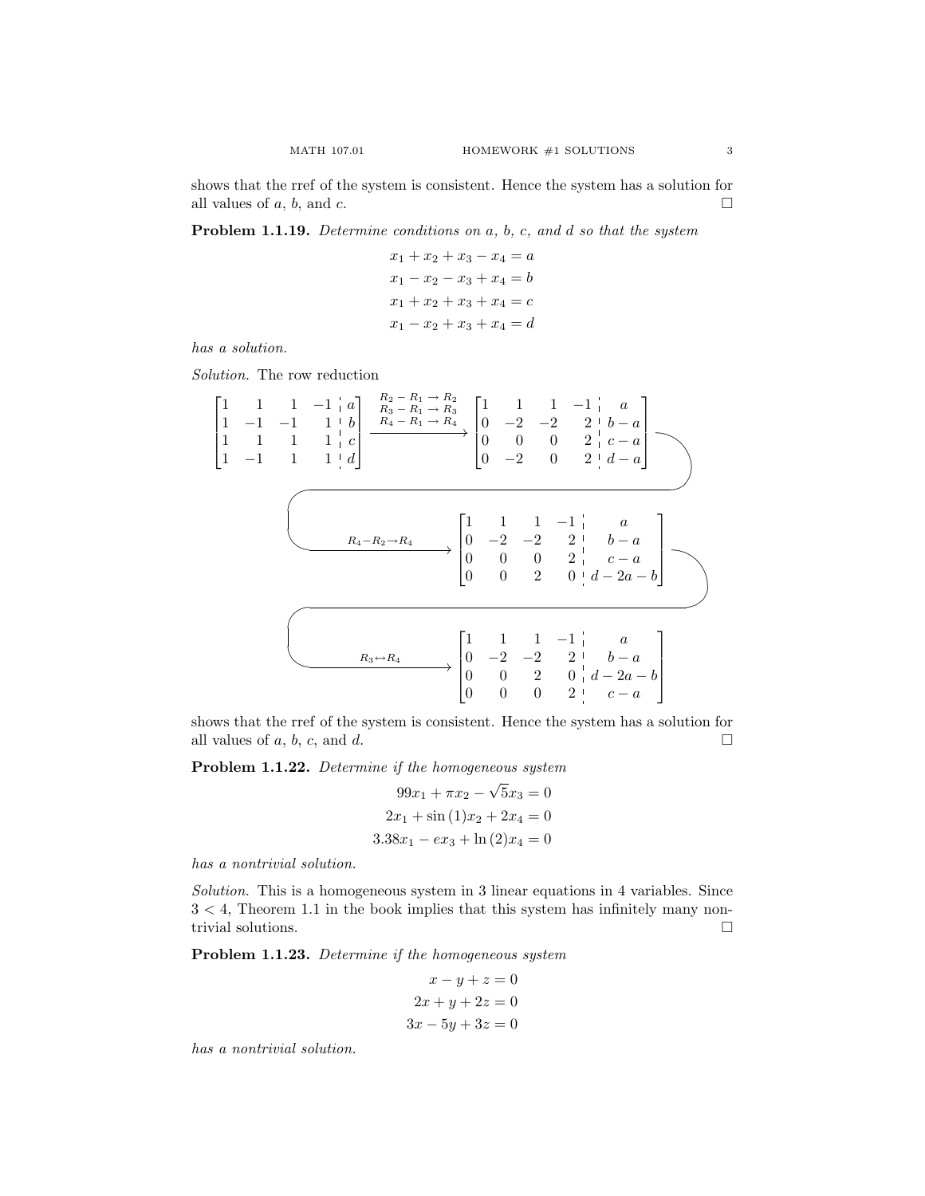shows that the rref of the system is consistent. Hence the system has a solution for all values of $a$, $b$, and $c$. □

**Problem 1.1.19.** *Determine conditions on $a$, $b$, $c$, and $d$ so that the system*

$$
\begin{aligned}
x_1 + x_2 + x_3 - x_4 &= a \\
x_1 - x_2 - x_3 + x_4 &= b \\
x_1 + x_2 + x_3 + x_4 &= c \\
x_1 - x_2 + x_3 + x_4 &= d
\end{aligned}
$$

*has a solution.*

*Solution.* The row reduction

$$
\left[\begin{array}{cccc|c} 1 & 1 & 1 & -1 & a \\ 1 & -1 & -1 & 1 & b \\ 1 & 1 & 1 & 1 & c \\ 1 & -1 & 1 & 1 & d \end{array}\right]
\xrightarrow[R_4 - R_1 \to R_4]{\substack{R_2 - R_1 \to R_2 \\ R_3 - R_1 \to R_3}}
\left[\begin{array}{cccc|c} 1 & 1 & 1 & -1 & a \\ 0 & -2 & -2 & 2 & b-a \\ 0 & 0 & 0 & 2 & c-a \\ 0 & -2 & 0 & 2 & d-a \end{array}\right]
$$

$$
\xrightarrow{R_4 - R_2 \to R_4}
\left[\begin{array}{cccc|c} 1 & 1 & 1 & -1 & a \\ 0 & -2 & -2 & 2 & b-a \\ 0 & 0 & 0 & 2 & c-a \\ 0 & 0 & 2 & 0 & d-2a-b \end{array}\right]
$$

$$
\xrightarrow{R_3 \leftrightarrow R_4}
\left[\begin{array}{cccc|c} 1 & 1 & 1 & -1 & a \\ 0 & -2 & -2 & 2 & b-a \\ 0 & 0 & 2 & 0 & d-2a-b \\ 0 & 0 & 0 & 2 & c-a \end{array}\right]
$$

shows that the rref of the system is consistent. Hence the system has a solution for all values of $a$, $b$, $c$, and $d$. □

**Problem 1.1.22.** *Determine if the homogeneous system*

$$
\begin{aligned}
99x_1 + \pi x_2 - \sqrt{5}x_3 &= 0 \\
2x_1 + \sin(1)x_2 + 2x_4 &= 0 \\
3.38x_1 - ex_3 + \ln(2)x_4 &= 0
\end{aligned}
$$

*has a nontrivial solution.*

*Solution.* This is a homogeneous system in 3 linear equations in 4 variables. Since $3 < 4$, Theorem 1.1 in the book implies that this system has infinitely many nontrivial solutions. □

**Problem 1.1.23.** *Determine if the homogeneous system*

$$
\begin{aligned}
x - y + z &= 0 \\
2x + y + 2z &= 0 \\
3x - 5y + 3z &= 0
\end{aligned}
$$

*has a nontrivial solution.*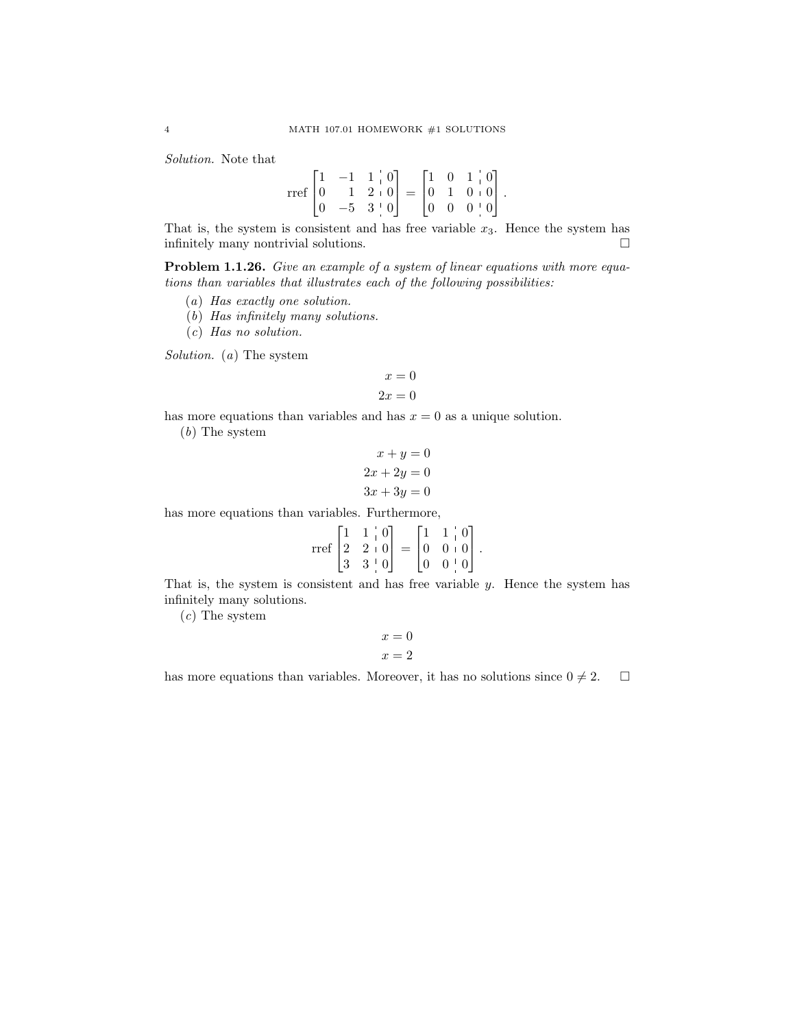*Solution.* Note that

$$\text{rref}\begin{bmatrix} 1 & -1 & 1 & 0 \\ 0 & 1 & 2 & 0 \\ 0 & -5 & 3 & 0 \end{bmatrix} = \begin{bmatrix} 1 & 0 & 1 & 0 \\ 0 & 1 & 0 & 0 \\ 0 & 0 & 0 & 0 \end{bmatrix}.$$

That is, the system is consistent and has free variable $x_3$. Hence the system has infinitely many nontrivial solutions. □

**Problem 1.1.26.** *Give an example of a system of linear equations with more equations than variables that illustrates each of the following possibilities:*

(*a*) *Has exactly one solution.*
(*b*) *Has infinitely many solutions.*
(*c*) *Has no solution.*

*Solution.* (*a*) The system

$$\begin{aligned} x &= 0 \\ 2x &= 0 \end{aligned}$$

has more equations than variables and has $x = 0$ as a unique solution.

(*b*) The system

$$\begin{aligned} x + y &= 0 \\ 2x + 2y &= 0 \\ 3x + 3y &= 0 \end{aligned}$$

has more equations than variables. Furthermore,

$$\text{rref}\begin{bmatrix} 1 & 1 & 0 \\ 2 & 2 & 0 \\ 3 & 3 & 0 \end{bmatrix} = \begin{bmatrix} 1 & 1 & 0 \\ 0 & 0 & 0 \\ 0 & 0 & 0 \end{bmatrix}.$$

That is, the system is consistent and has free variable $y$. Hence the system has infinitely many solutions.

(*c*) The system

$$\begin{aligned} x &= 0 \\ x &= 2 \end{aligned}$$

has more equations than variables. Moreover, it has no solutions since $0 \neq 2$. □